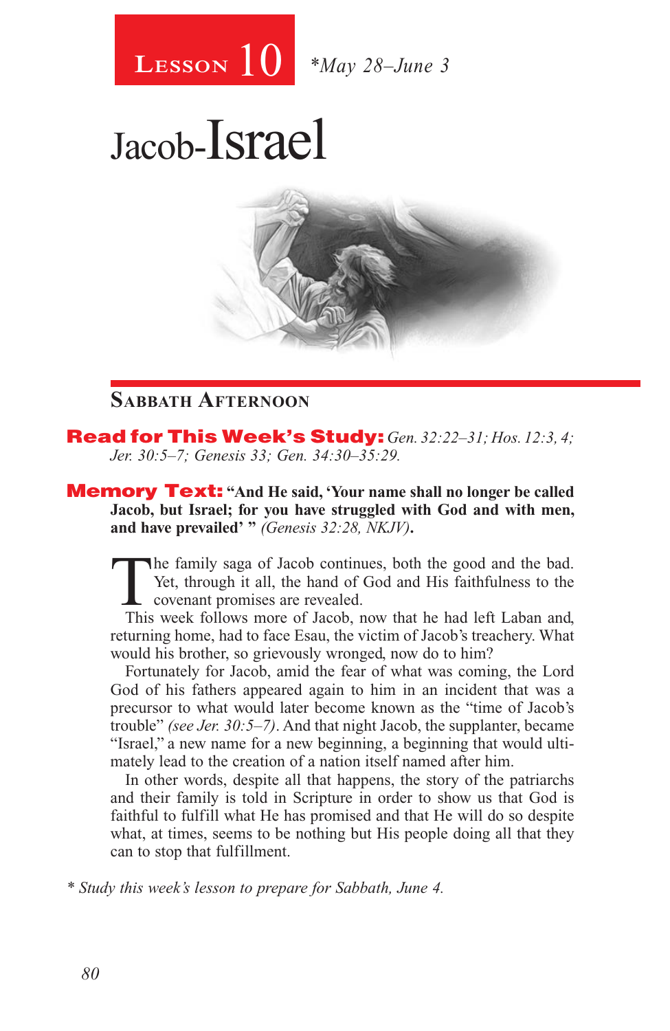# Lesson 10 *May 28–June 3

# Jacob-Israel

## Sabbath Afternoon

**Read for This Week's Study:** *Gen. 32:22–31; Hos. 12:3, 4; Jer. 30:5–7; Genesis 33; Gen. 34:30–35:29.*

**Memory Text:** **"And He said, 'Your name shall no longer be called Jacob, but Israel; for you have struggled with God and with men, and have prevailed' "** *(Genesis 32:28, NKJV)***.**

The family saga of Jacob continues, both the good and the bad. Yet, through it all, the hand of God and His faithfulness to the covenant promises are revealed.

This week follows more of Jacob, now that he had left Laban and, returning home, had to face Esau, the victim of Jacob's treachery. What would his brother, so grievously wronged, now do to him?

Fortunately for Jacob, amid the fear of what was coming, the Lord God of his fathers appeared again to him in an incident that was a precursor to what would later become known as the "time of Jacob's trouble" *(see Jer. 30:5–7)*. And that night Jacob, the supplanter, became "Israel," a new name for a new beginning, a beginning that would ultimately lead to the creation of a nation itself named after him.

In other words, despite all that happens, the story of the patriarchs and their family is told in Scripture in order to show us that God is faithful to fulfill what He has promised and that He will do so despite what, at times, seems to be nothing but His people doing all that they can to stop that fulfillment.

*\* Study this week's lesson to prepare for Sabbath, June 4.*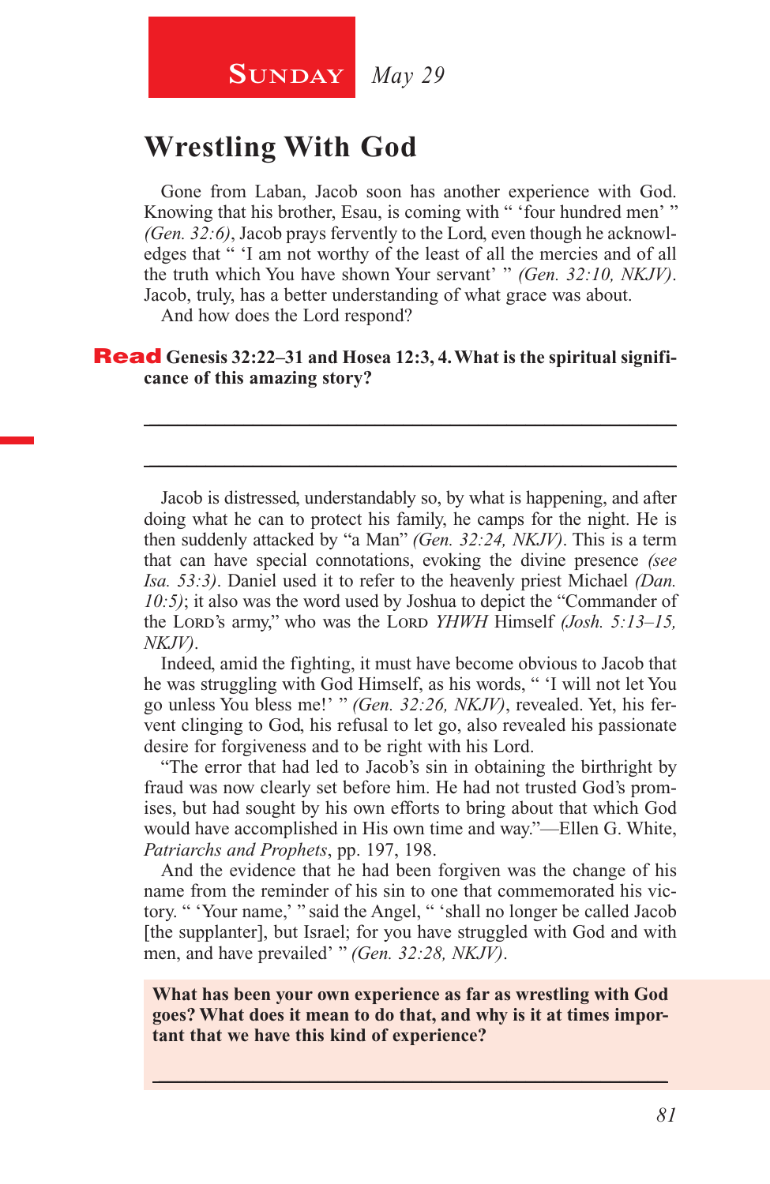**Sunday** *May 29*

# Wrestling With God

Gone from Laban, Jacob soon has another experience with God. Knowing that his brother, Esau, is coming with " 'four hundred men' " *(Gen. 32:6)*, Jacob prays fervently to the Lord, even though he acknowledges that " 'I am not worthy of the least of all the mercies and of all the truth which You have shown Your servant' " *(Gen. 32:10, NKJV)*. Jacob, truly, has a better understanding of what grace was about.

And how does the Lord respond?

**Read Genesis 32:22–31 and Hosea 12:3, 4. What is the spiritual significance of this amazing story?**

______________________________________________________________

______________________________________________________________

Jacob is distressed, understandably so, by what is happening, and after doing what he can to protect his family, he camps for the night. He is then suddenly attacked by "a Man" *(Gen. 32:24, NKJV)*. This is a term that can have special connotations, evoking the divine presence *(see Isa. 53:3)*. Daniel used it to refer to the heavenly priest Michael *(Dan. 10:5)*; it also was the word used by Joshua to depict the "Commander of the Lord's army," who was the Lord *YHWH* Himself *(Josh. 5:13–15, NKJV)*.

Indeed, amid the fighting, it must have become obvious to Jacob that he was struggling with God Himself, as his words, " 'I will not let You go unless You bless me!' " *(Gen. 32:26, NKJV)*, revealed. Yet, his fervent clinging to God, his refusal to let go, also revealed his passionate desire for forgiveness and to be right with his Lord.

"The error that had led to Jacob's sin in obtaining the birthright by fraud was now clearly set before him. He had not trusted God's promises, but had sought by his own efforts to bring about that which God would have accomplished in His own time and way."—Ellen G. White, *Patriarchs and Prophets*, pp. 197, 198.

And the evidence that he had been forgiven was the change of his name from the reminder of his sin to one that commemorated his victory. " 'Your name,' " said the Angel, " 'shall no longer be called Jacob [the supplanter], but Israel; for you have struggled with God and with men, and have prevailed' " *(Gen. 32:28, NKJV)*.

**What has been your own experience as far as wrestling with God goes? What does it mean to do that, and why is it at times important that we have this kind of experience?**

______________________________________________________________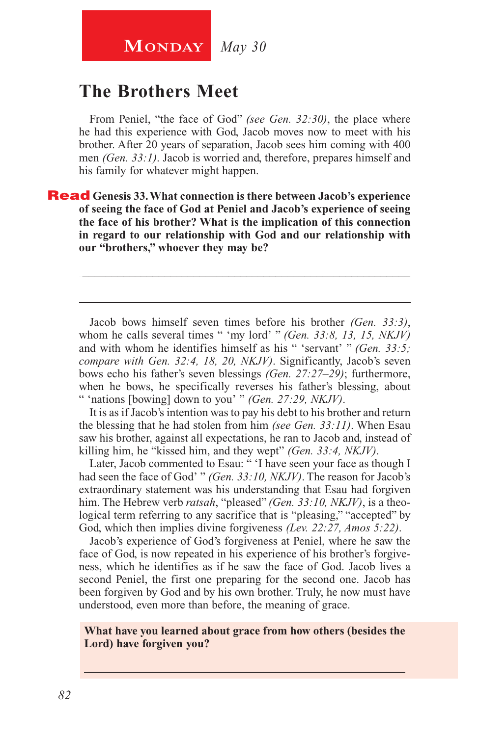**Monday** *May 30*

# The Brothers Meet

From Peniel, "the face of God" *(see Gen. 32:30)*, the place where he had this experience with God, Jacob moves now to meet with his brother. After 20 years of separation, Jacob sees him coming with 400 men *(Gen. 33:1)*. Jacob is worried and, therefore, prepares himself and his family for whatever might happen.

**Read Genesis 33. What connection is there between Jacob's experience of seeing the face of God at Peniel and Jacob's experience of seeing the face of his brother? What is the implication of this connection in regard to our relationship with God and our relationship with our "brothers," whoever they may be?**

_______________________________________________

_______________________________________________

Jacob bows himself seven times before his brother *(Gen. 33:3)*, whom he calls several times " 'my lord' " *(Gen. 33:8, 13, 15, NKJV)* and with whom he identifies himself as his " 'servant' " *(Gen. 33:5; compare with Gen. 32:4, 18, 20, NKJV)*. Significantly, Jacob's seven bows echo his father's seven blessings *(Gen. 27:27–29)*; furthermore, when he bows, he specifically reverses his father's blessing, about " 'nations [bowing] down to you' " *(Gen. 27:29, NKJV)*.

It is as if Jacob's intention was to pay his debt to his brother and return the blessing that he had stolen from him *(see Gen. 33:11)*. When Esau saw his brother, against all expectations, he ran to Jacob and, instead of killing him, he "kissed him, and they wept" *(Gen. 33:4, NKJV)*.

Later, Jacob commented to Esau: " 'I have seen your face as though I had seen the face of God' " *(Gen. 33:10, NKJV)*. The reason for Jacob's extraordinary statement was his understanding that Esau had forgiven him. The Hebrew verb *ratsah*, "pleased" *(Gen. 33:10, NKJV)*, is a theological term referring to any sacrifice that is "pleasing," "accepted" by God, which then implies divine forgiveness *(Lev. 22:27, Amos 5:22)*.

Jacob's experience of God's forgiveness at Peniel, where he saw the face of God, is now repeated in his experience of his brother's forgiveness, which he identifies as if he saw the face of God. Jacob lives a second Peniel, the first one preparing for the second one. Jacob has been forgiven by God and by his own brother. Truly, he now must have understood, even more than before, the meaning of grace.

**What have you learned about grace from how others (besides the Lord) have forgiven you?**

_______________________________________________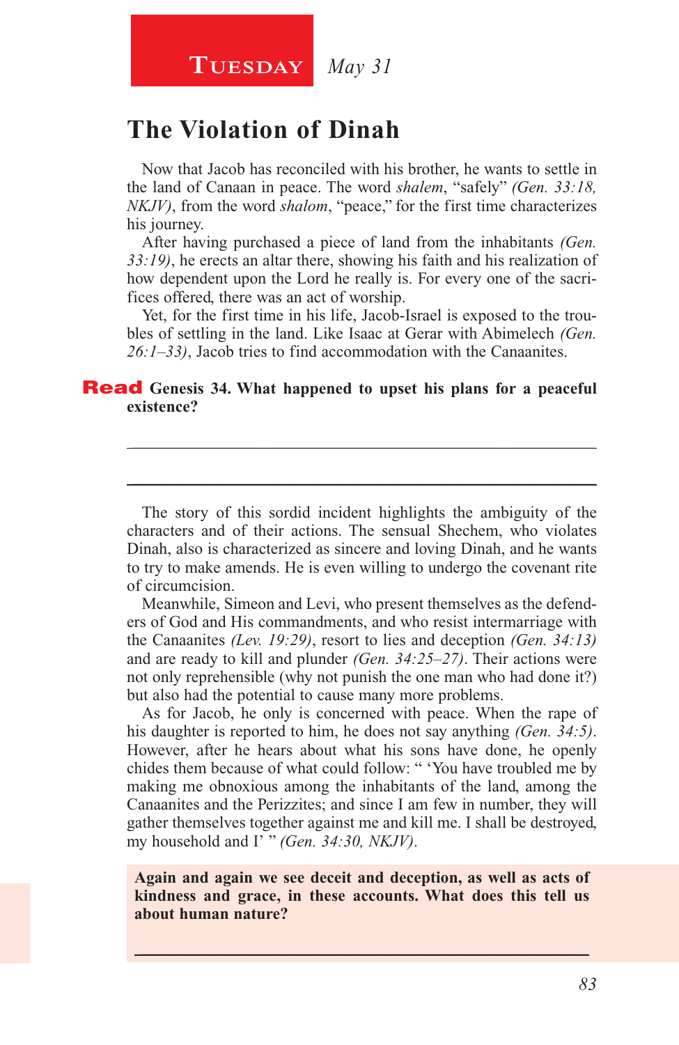**Tuesday** *May 31*

# The Violation of Dinah

Now that Jacob has reconciled with his brother, he wants to settle in the land of Canaan in peace. The word *shalem*, "safely" *(Gen. 33:18, NKJV)*, from the word *shalom*, "peace," for the first time characterizes his journey.

After having purchased a piece of land from the inhabitants *(Gen. 33:19)*, he erects an altar there, showing his faith and his realization of how dependent upon the Lord he really is. For every one of the sacrifices offered, there was an act of worship.

Yet, for the first time in his life, Jacob-Israel is exposed to the troubles of settling in the land. Like Isaac at Gerar with Abimelech *(Gen. 26:1–33)*, Jacob tries to find accommodation with the Canaanites.

**Read Genesis 34. What happened to upset his plans for a peaceful existence?**

_______________________________________________

_______________________________________________

The story of this sordid incident highlights the ambiguity of the characters and of their actions. The sensual Shechem, who violates Dinah, also is characterized as sincere and loving Dinah, and he wants to try to make amends. He is even willing to undergo the covenant rite of circumcision.

Meanwhile, Simeon and Levi, who present themselves as the defenders of God and His commandments, and who resist intermarriage with the Canaanites *(Lev. 19:29)*, resort to lies and deception *(Gen. 34:13)* and are ready to kill and plunder *(Gen. 34:25–27)*. Their actions were not only reprehensible (why not punish the one man who had done it?) but also had the potential to cause many more problems.

As for Jacob, he only is concerned with peace. When the rape of his daughter is reported to him, he does not say anything *(Gen. 34:5)*. However, after he hears about what his sons have done, he openly chides them because of what could follow: " 'You have troubled me by making me obnoxious among the inhabitants of the land, among the Canaanites and the Perizzites; and since I am few in number, they will gather themselves together against me and kill me. I shall be destroyed, my household and I' " *(Gen. 34:30, NKJV)*.

**Again and again we see deceit and deception, as well as acts of kindness and grace, in these accounts. What does this tell us about human nature?**

_______________________________________________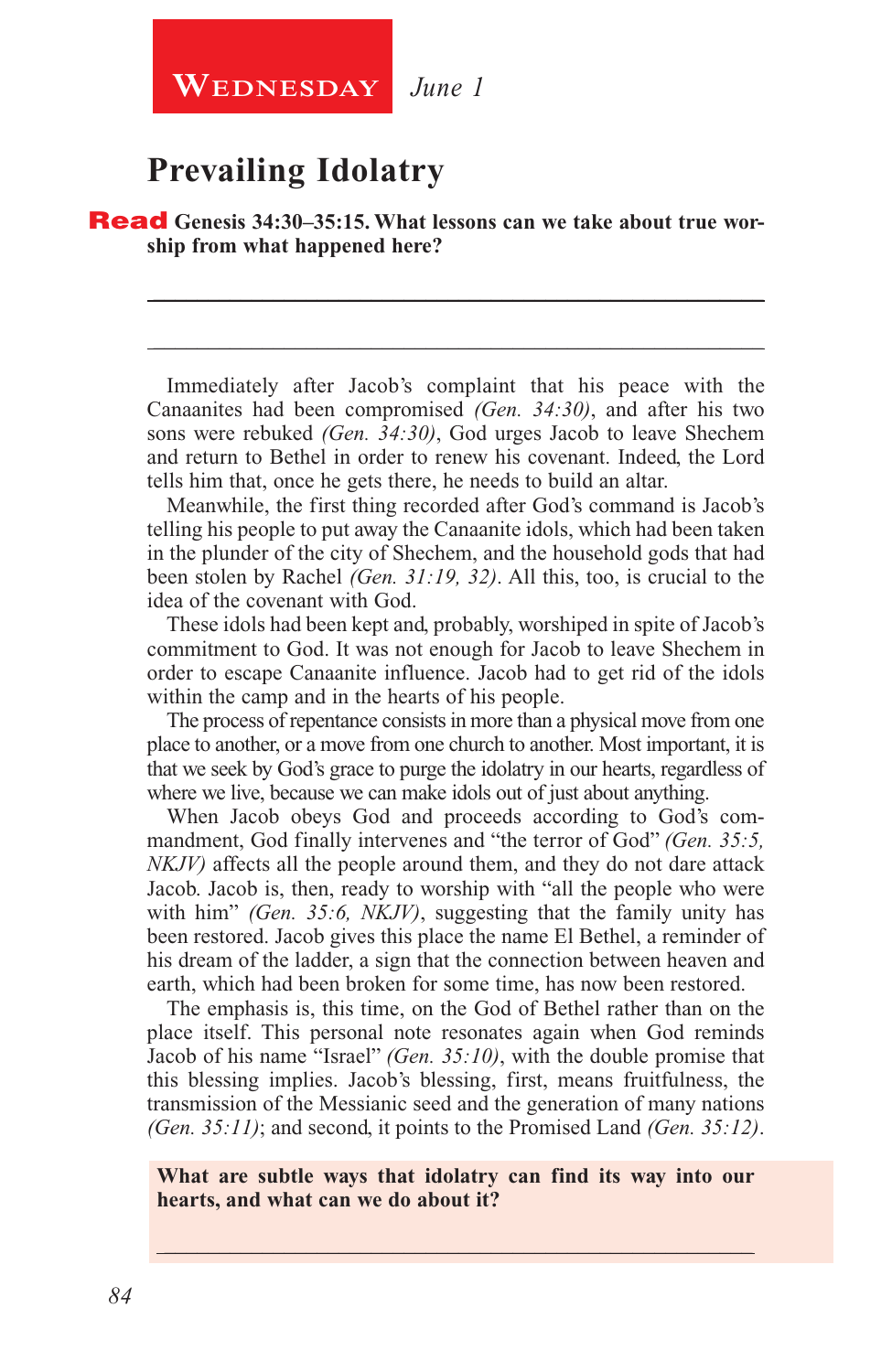**Wednesday** *June 1*

# Prevailing Idolatry

**Read Genesis 34:30–35:15. What lessons can we take about true worship from what happened here?**

___

___

Immediately after Jacob's complaint that his peace with the Canaanites had been compromised *(Gen. 34:30)*, and after his two sons were rebuked *(Gen. 34:30)*, God urges Jacob to leave Shechem and return to Bethel in order to renew his covenant. Indeed, the Lord tells him that, once he gets there, he needs to build an altar.

Meanwhile, the first thing recorded after God's command is Jacob's telling his people to put away the Canaanite idols, which had been taken in the plunder of the city of Shechem, and the household gods that had been stolen by Rachel *(Gen. 31:19, 32)*. All this, too, is crucial to the idea of the covenant with God.

These idols had been kept and, probably, worshiped in spite of Jacob's commitment to God. It was not enough for Jacob to leave Shechem in order to escape Canaanite influence. Jacob had to get rid of the idols within the camp and in the hearts of his people.

The process of repentance consists in more than a physical move from one place to another, or a move from one church to another. Most important, it is that we seek by God's grace to purge the idolatry in our hearts, regardless of where we live, because we can make idols out of just about anything.

When Jacob obeys God and proceeds according to God's commandment, God finally intervenes and "the terror of God" *(Gen. 35:5, NKJV)* affects all the people around them, and they do not dare attack Jacob. Jacob is, then, ready to worship with "all the people who were with him" *(Gen. 35:6, NKJV)*, suggesting that the family unity has been restored. Jacob gives this place the name El Bethel, a reminder of his dream of the ladder, a sign that the connection between heaven and earth, which had been broken for some time, has now been restored.

The emphasis is, this time, on the God of Bethel rather than on the place itself. This personal note resonates again when God reminds Jacob of his name "Israel" *(Gen. 35:10)*, with the double promise that this blessing implies. Jacob's blessing, first, means fruitfulness, the transmission of the Messianic seed and the generation of many nations *(Gen. 35:11)*; and second, it points to the Promised Land *(Gen. 35:12)*.

**What are subtle ways that idolatry can find its way into our hearts, and what can we do about it?**

___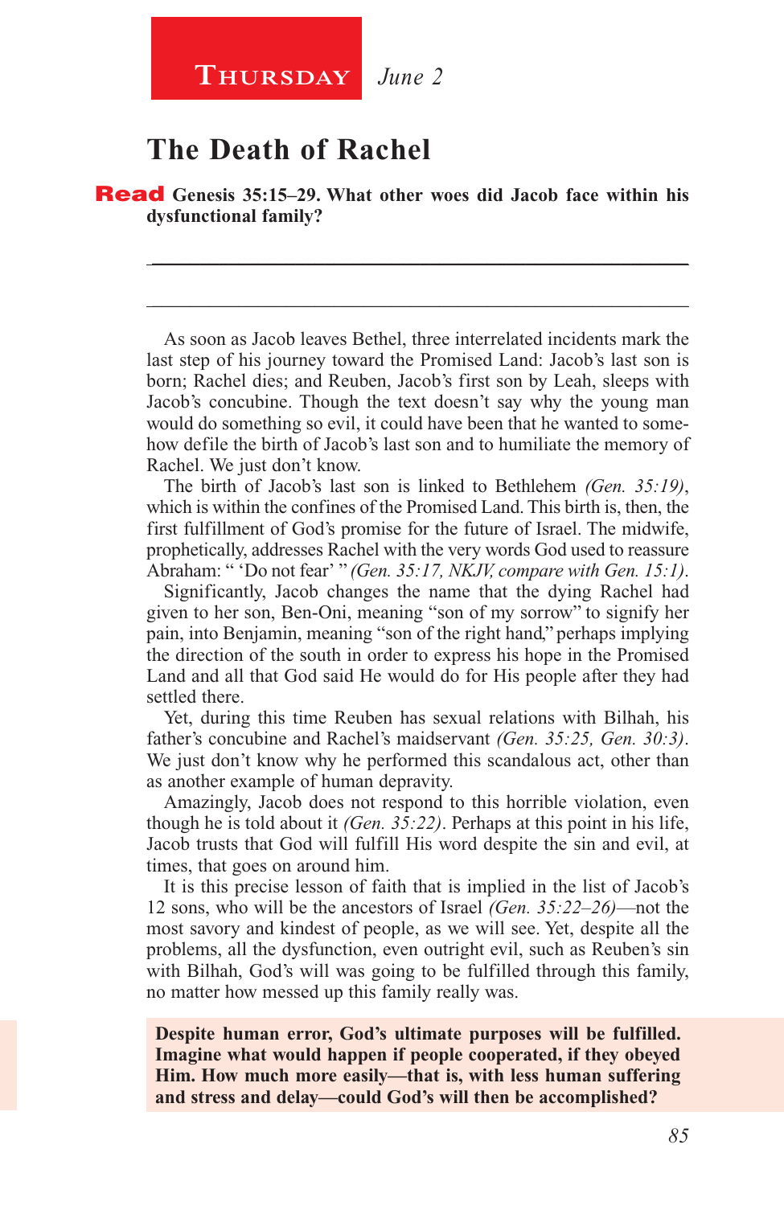**Thursday** *June 2*

## The Death of Rachel

**Read Genesis 35:15–29. What other woes did Jacob face within his dysfunctional family?**

_______________________________________________

_______________________________________________

As soon as Jacob leaves Bethel, three interrelated incidents mark the last step of his journey toward the Promised Land: Jacob's last son is born; Rachel dies; and Reuben, Jacob's first son by Leah, sleeps with Jacob's concubine. Though the text doesn't say why the young man would do something so evil, it could have been that he wanted to somehow defile the birth of Jacob's last son and to humiliate the memory of Rachel. We just don't know.

The birth of Jacob's last son is linked to Bethlehem *(Gen. 35:19)*, which is within the confines of the Promised Land. This birth is, then, the first fulfillment of God's promise for the future of Israel. The midwife, prophetically, addresses Rachel with the very words God used to reassure Abraham: " 'Do not fear' " *(Gen. 35:17, NKJV, compare with Gen. 15:1)*.

Significantly, Jacob changes the name that the dying Rachel had given to her son, Ben-Oni, meaning "son of my sorrow" to signify her pain, into Benjamin, meaning "son of the right hand," perhaps implying the direction of the south in order to express his hope in the Promised Land and all that God said He would do for His people after they had settled there.

Yet, during this time Reuben has sexual relations with Bilhah, his father's concubine and Rachel's maidservant *(Gen. 35:25, Gen. 30:3)*. We just don't know why he performed this scandalous act, other than as another example of human depravity.

Amazingly, Jacob does not respond to this horrible violation, even though he is told about it *(Gen. 35:22)*. Perhaps at this point in his life, Jacob trusts that God will fulfill His word despite the sin and evil, at times, that goes on around him.

It is this precise lesson of faith that is implied in the list of Jacob's 12 sons, who will be the ancestors of Israel *(Gen. 35:22–26)*—not the most savory and kindest of people, as we will see. Yet, despite all the problems, all the dysfunction, even outright evil, such as Reuben's sin with Bilhah, God's will was going to be fulfilled through this family, no matter how messed up this family really was.

**Despite human error, God's ultimate purposes will be fulfilled. Imagine what would happen if people cooperated, if they obeyed Him. How much more easily—that is, with less human suffering and stress and delay—could God's will then be accomplished?**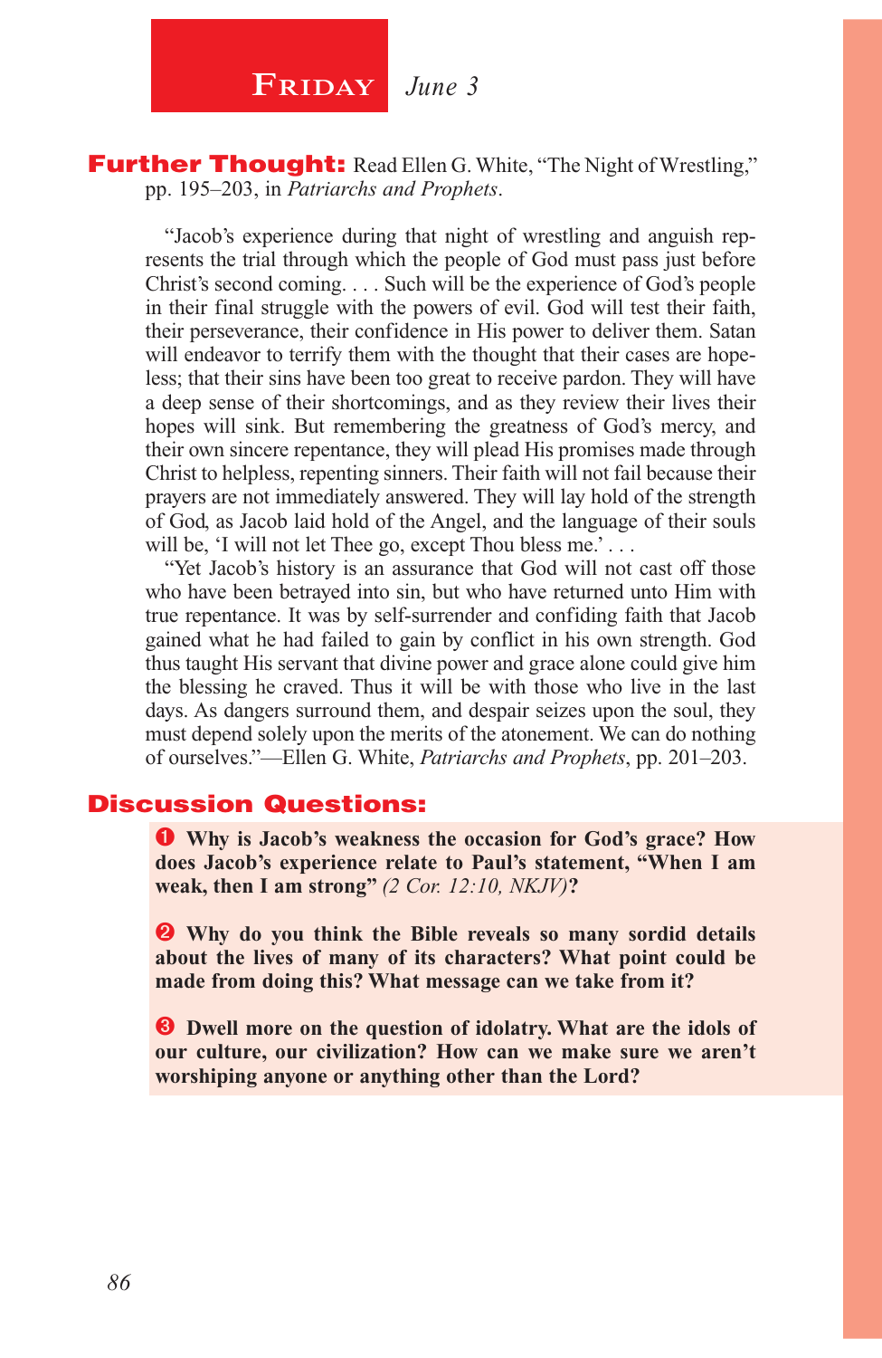# FRIDAY *June 3*

**Further Thought:** Read Ellen G. White, "The Night of Wrestling," pp. 195–203, in *Patriarchs and Prophets*.

"Jacob's experience during that night of wrestling and anguish represents the trial through which the people of God must pass just before Christ's second coming. . . . Such will be the experience of God's people in their final struggle with the powers of evil. God will test their faith, their perseverance, their confidence in His power to deliver them. Satan will endeavor to terrify them with the thought that their cases are hopeless; that their sins have been too great to receive pardon. They will have a deep sense of their shortcomings, and as they review their lives their hopes will sink. But remembering the greatness of God's mercy, and their own sincere repentance, they will plead His promises made through Christ to helpless, repenting sinners. Their faith will not fail because their prayers are not immediately answered. They will lay hold of the strength of God, as Jacob laid hold of the Angel, and the language of their souls will be, 'I will not let Thee go, except Thou bless me.' . . .

"Yet Jacob's history is an assurance that God will not cast off those who have been betrayed into sin, but who have returned unto Him with true repentance. It was by self-surrender and confiding faith that Jacob gained what he had failed to gain by conflict in his own strength. God thus taught His servant that divine power and grace alone could give him the blessing he craved. Thus it will be with those who live in the last days. As dangers surround them, and despair seizes upon the soul, they must depend solely upon the merits of the atonement. We can do nothing of ourselves."—Ellen G. White, *Patriarchs and Prophets*, pp. 201–203.

## Discussion Questions:

❶ **Why is Jacob's weakness the occasion for God's grace? How does Jacob's experience relate to Paul's statement, "When I am weak, then I am strong"** *(2 Cor. 12:10, NKJV)***?**

❷ **Why do you think the Bible reveals so many sordid details about the lives of many of its characters? What point could be made from doing this? What message can we take from it?**

❸ **Dwell more on the question of idolatry. What are the idols of our culture, our civilization? How can we make sure we aren't worshiping anyone or anything other than the Lord?**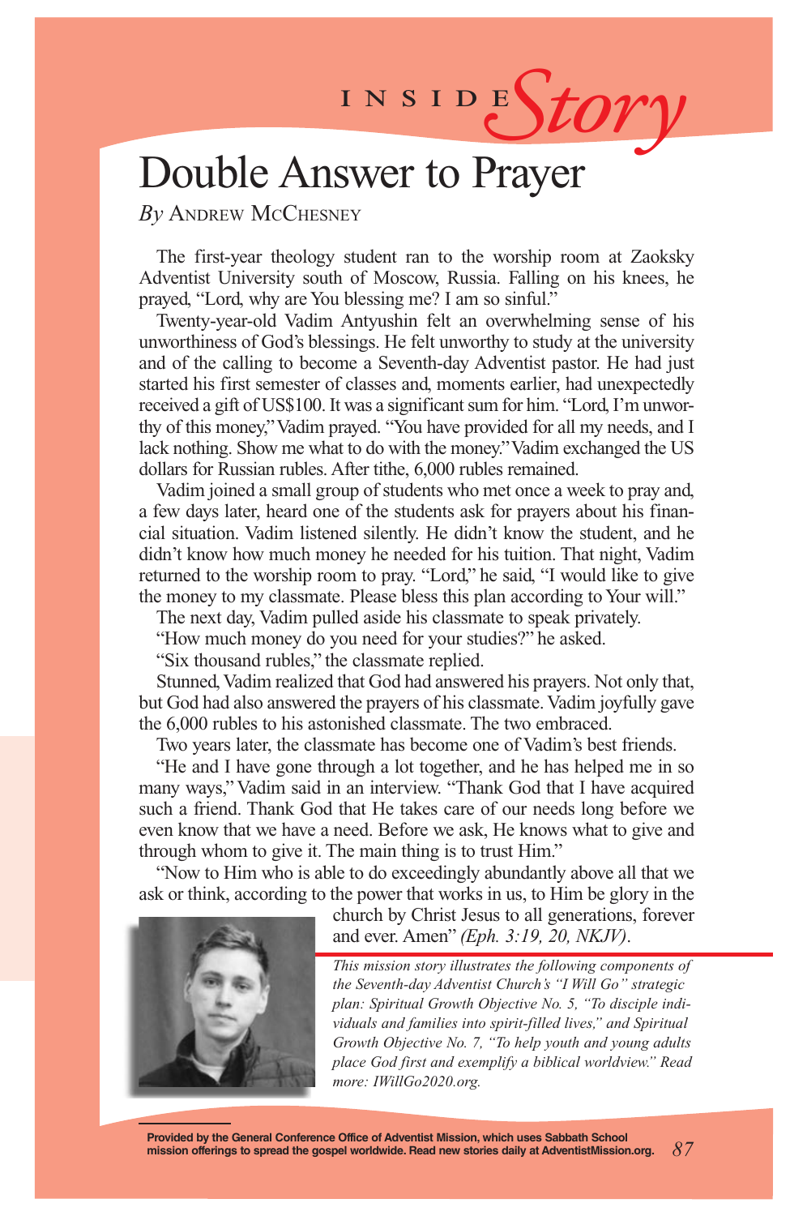INSIDE *Story*

# Double Answer to Prayer

*By* ANDREW MCCHESNEY

The first-year theology student ran to the worship room at Zaoksky Adventist University south of Moscow, Russia. Falling on his knees, he prayed, "Lord, why are You blessing me? I am so sinful."

Twenty-year-old Vadim Antyushin felt an overwhelming sense of his unworthiness of God's blessings. He felt unworthy to study at the university and of the calling to become a Seventh-day Adventist pastor. He had just started his first semester of classes and, moments earlier, had unexpectedly received a gift of US$100. It was a significant sum for him. "Lord, I'm unworthy of this money," Vadim prayed. "You have provided for all my needs, and I lack nothing. Show me what to do with the money." Vadim exchanged the US dollars for Russian rubles. After tithe, 6,000 rubles remained.

Vadim joined a small group of students who met once a week to pray and, a few days later, heard one of the students ask for prayers about his financial situation. Vadim listened silently. He didn't know the student, and he didn't know how much money he needed for his tuition. That night, Vadim returned to the worship room to pray. "Lord," he said, "I would like to give the money to my classmate. Please bless this plan according to Your will."

The next day, Vadim pulled aside his classmate to speak privately.

"How much money do you need for your studies?" he asked.

"Six thousand rubles," the classmate replied.

Stunned, Vadim realized that God had answered his prayers. Not only that, but God had also answered the prayers of his classmate. Vadim joyfully gave the 6,000 rubles to his astonished classmate. The two embraced.

Two years later, the classmate has become one of Vadim's best friends.

"He and I have gone through a lot together, and he has helped me in so many ways," Vadim said in an interview. "Thank God that I have acquired such a friend. Thank God that He takes care of our needs long before we even know that we have a need. Before we ask, He knows what to give and through whom to give it. The main thing is to trust Him."

"Now to Him who is able to do exceedingly abundantly above all that we ask or think, according to the power that works in us, to Him be glory in the church by Christ Jesus to all generations, forever and ever. Amen" *(Eph. 3:19, 20, NKJV)*.

*This mission story illustrates the following components of the Seventh-day Adventist Church's "I Will Go" strategic plan: Spiritual Growth Objective No. 5, "To disciple individuals and families into spirit-filled lives," and Spiritual Growth Objective No. 7, "To help youth and young adults place God first and exemplify a biblical worldview." Read more: IWillGo2020.org.*

**Provided by the General Conference Office of Adventist Mission, which uses Sabbath School mission offerings to spread the gospel worldwide. Read new stories daily at AdventistMission.org.**